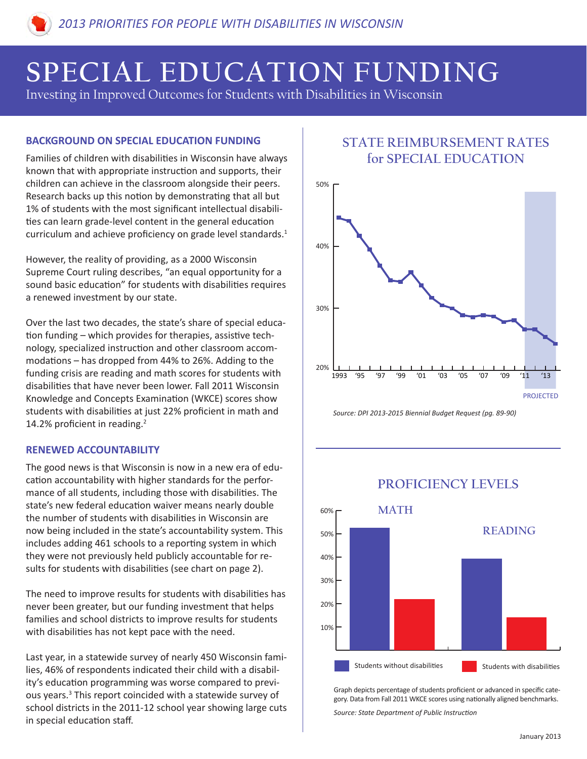# SPECIAL EDUCATION FUNDING

Investing in Improved Outcomes for Students with Disabilities in Wisconsin

## BACKGROUND ON SPECIAL EDUCATION FUNDING

Families of children with disabilities in Wisconsin have always known that with appropriate instruction and supports, their children can achieve in the classroom alongside their peers. Research backs up this notion by demonstrating that all but 1% of students with the most significant intellectual disabilities can learn grade-level content in the general education curriculum and achieve proficiency on grade level standards.[1]

However, the reality of providing, as a 2000 Wisconsin Supreme Court ruling describes, "an equal opportunity for a sound basic education" for students with disabilities requires a renewed investment by our state.

Over the last two decades, the state's share of special education funding – which provides for therapies, assistive technology, specialized instruction and other classroom accommodations – has dropped from 44% to 26%. Adding to the funding crisis are reading and math scores for students with disabilities that have never been lower. Fall 2011 Wisconsin Knowledge and Concepts Examination (WKCE) scores show students with disabilities at just 22% proficient in math and 14.2% proficient in reading.[2]

## RENEWED ACCOUNTABILITY

The good news is that Wisconsin is now in a new era of education accountability with higher standards for the performance of all students, including those with disabilities. The state's new federal education waiver means nearly double the number of students with disabilities in Wisconsin are now being included in the state's accountability system. This includes adding 461 schools to a reporting system in which they were not previously held publicly accountable for results for students with disabilities (see chart on page 2).

The need to improve results for students with disabilities has never been greater, but our funding investment that helps families and school districts to improve results for students with disabilities has not kept pace with the need.

Last year, in a statewide survey of nearly 450 Wisconsin families, 46% of respondents indicated their child with a disability's education programming was worse compared to previous years.[3] This report coincided with a statewide survey of school districts in the 2011-12 school year showing large cuts in special education staff.

## STATE REIMBURSEMENT RATES for SPECIAL EDUCATION

*Source: DPI 2013-2015 Biennial Budget Request (pg. 89-90)*

## PROFICIENCY LEVELS

Graph depicts percentage of students proficient or advanced in specific category. Data from Fall 2011 WKCE scores using nationally aligned benchmarks.

*Source: State Department of Public Instruction*

January 2013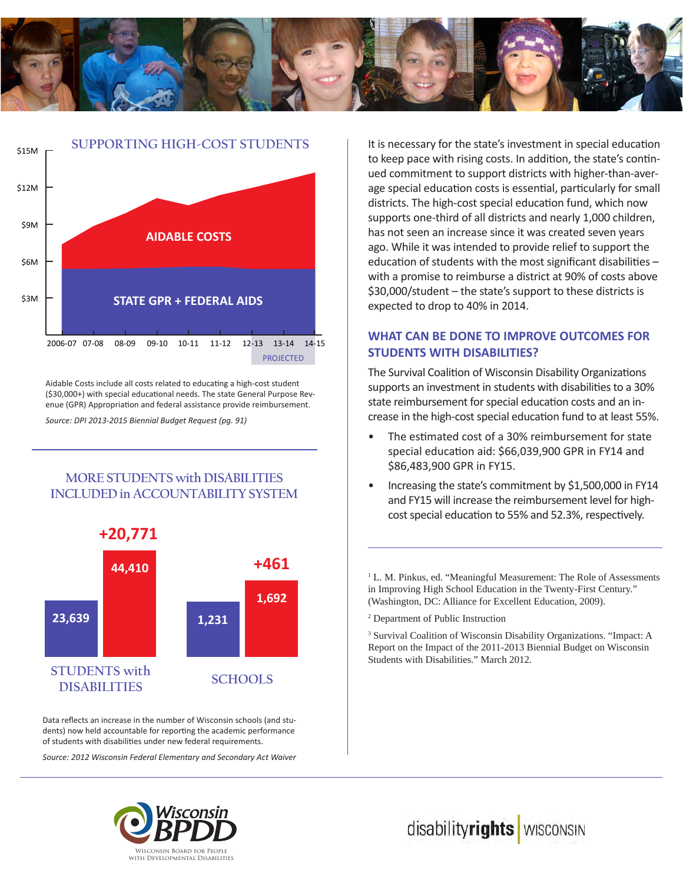## SUPPORTING HIGH-COST STUDENTS

$15M
$12M
$9M
$6M
$3M

AIDABLE COSTS

STATE GPR + FEDERAL AIDS

2006-07 07-08 08-09 09-10 10-11 11-12 12-13 13-14 14-15

PROJECTED

Aidable Costs include all costs related to educating a high-cost student ($30,000+) with special educational needs. The state General Purpose Revenue (GPR) Appropriation and federal assistance provide reimbursement.

*Source: DPI 2013-2015 Biennial Budget Request (pg. 91)*

## MORE STUDENTS with DISABILITIES INCLUDED in ACCOUNTABILITY SYSTEM

+20,771

23,639

44,410

STUDENTS with DISABILITIES

+461

1,231

1,692

SCHOOLS

Data reflects an increase in the number of Wisconsin schools (and students) now held accountable for reporting the academic performance of students with disabilities under new federal requirements.

*Source: 2012 Wisconsin Federal Elementary and Secondary Act Waiver*

It is necessary for the state's investment in special education to keep pace with rising costs. In addition, the state's continued commitment to support districts with higher-than-average special education costs is essential, particularly for small districts. The high-cost special education fund, which now supports one-third of all districts and nearly 1,000 children, has not seen an increase since it was created seven years ago. While it was intended to provide relief to support the education of students with the most significant disabilities – with a promise to reimburse a district at 90% of costs above $30,000/student – the state's support to these districts is expected to drop to 40% in 2014.

## WHAT CAN BE DONE TO IMPROVE OUTCOMES FOR STUDENTS WITH DISABILITIES?

The Survival Coalition of Wisconsin Disability Organizations supports an investment in students with disabilities to a 30% state reimbursement for special education costs and an increase in the high-cost special education fund to at least 55%.

- The estimated cost of a 30% reimbursement for state special education aid: $66,039,900 GPR in FY14 and $86,483,900 GPR in FY15.
- Increasing the state's commitment by $1,500,000 in FY14 and FY15 will increase the reimbursement level for high-cost special education to 55% and 52.3%, respectively.

---

[1] L. M. Pinkus, ed. "Meaningful Measurement: The Role of Assessments in Improving High School Education in the Twenty-First Century." (Washington, DC: Alliance for Excellent Education, 2009).

[2] Department of Public Instruction

[3] Survival Coalition of Wisconsin Disability Organizations. "Impact: A Report on the Impact of the 2011-2013 Biennial Budget on Wisconsin Students with Disabilities." March 2012.

Wisconsin BPDD
Wisconsin Board for People with Developmental Disabilities

disabilityrights | WISCONSIN